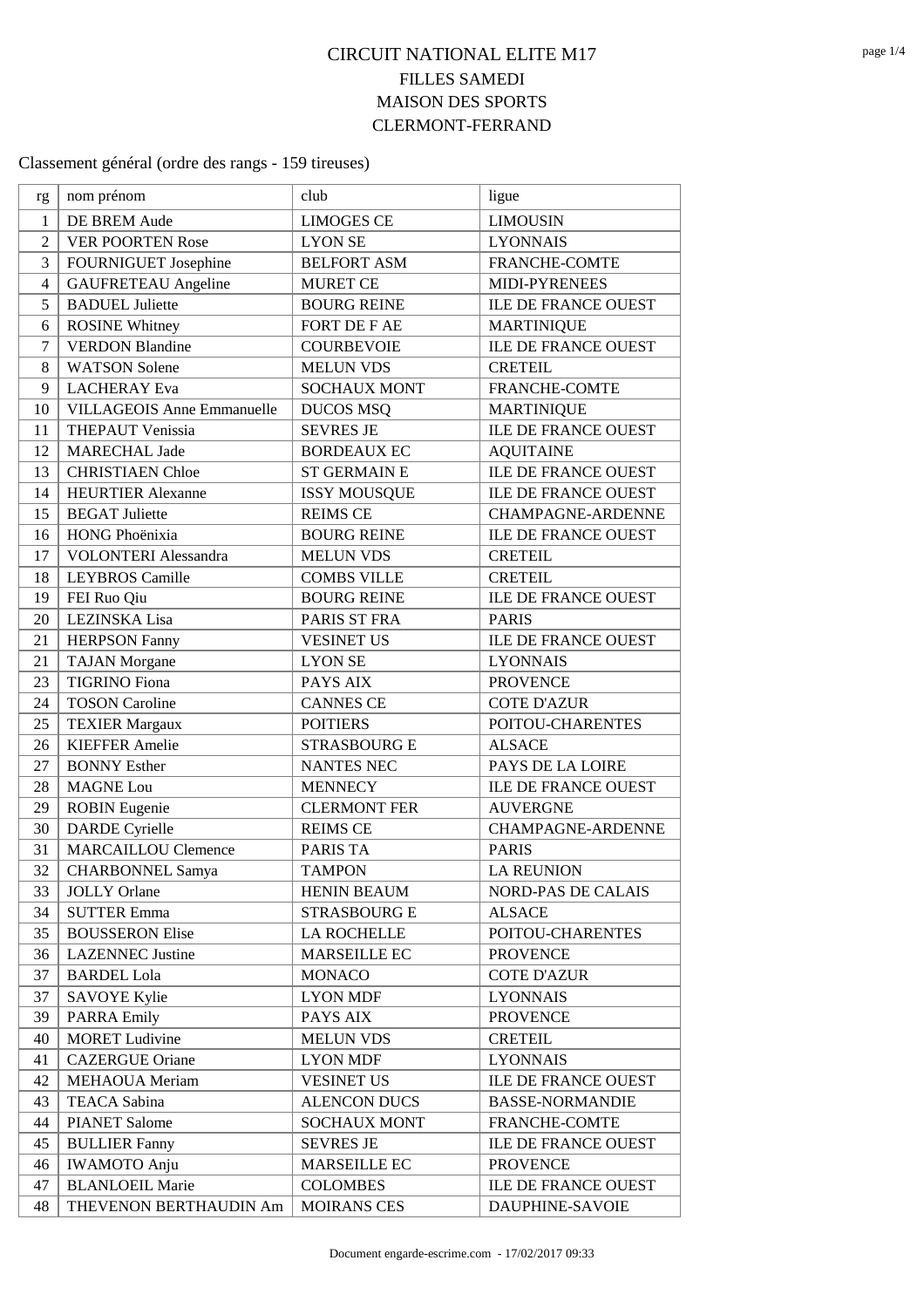# CIRCUIT NATIONAL ELITE M17

FILLES SAMEDI

MAISON DES SPORTS

CLERMONT-FERRAND

Classement général (ordre des rangs - 159 tireuses)

| rg | nom prénom | club | ligue |
|---|---|---|---|
| 1 | DE BREM Aude | LIMOGES CE | LIMOUSIN |
| 2 | VER POORTEN Rose | LYON SE | LYONNAIS |
| 3 | FOURNIGUET Josephine | BELFORT ASM | FRANCHE-COMTE |
| 4 | GAUFRETEAU Angeline | MURET CE | MIDI-PYRENEES |
| 5 | BADUEL Juliette | BOURG REINE | ILE DE FRANCE OUEST |
| 6 | ROSINE Whitney | FORT DE F AE | MARTINIQUE |
| 7 | VERDON Blandine | COURBEVOIE | ILE DE FRANCE OUEST |
| 8 | WATSON Solene | MELUN VDS | CRETEIL |
| 9 | LACHERAY Eva | SOCHAUX MONT | FRANCHE-COMTE |
| 10 | VILLAGEOIS Anne Emmanuelle | DUCOS MSQ | MARTINIQUE |
| 11 | THEPAUT Venissia | SEVRES JE | ILE DE FRANCE OUEST |
| 12 | MARECHAL Jade | BORDEAUX EC | AQUITAINE |
| 13 | CHRISTIAEN Chloe | ST GERMAIN E | ILE DE FRANCE OUEST |
| 14 | HEURTIER Alexanne | ISSY MOUSQUE | ILE DE FRANCE OUEST |
| 15 | BEGAT Juliette | REIMS CE | CHAMPAGNE-ARDENNE |
| 16 | HONG Phoënixia | BOURG REINE | ILE DE FRANCE OUEST |
| 17 | VOLONTERI Alessandra | MELUN VDS | CRETEIL |
| 18 | LEYBROS Camille | COMBS VILLE | CRETEIL |
| 19 | FEI Ruo Qiu | BOURG REINE | ILE DE FRANCE OUEST |
| 20 | LEZINSKA Lisa | PARIS ST FRA | PARIS |
| 21 | HERPSON Fanny | VESINET US | ILE DE FRANCE OUEST |
| 21 | TAJAN Morgane | LYON SE | LYONNAIS |
| 23 | TIGRINO Fiona | PAYS AIX | PROVENCE |
| 24 | TOSON Caroline | CANNES CE | COTE D'AZUR |
| 25 | TEXIER Margaux | POITIERS | POITOU-CHARENTES |
| 26 | KIEFFER Amelie | STRASBOURG E | ALSACE |
| 27 | BONNY Esther | NANTES NEC | PAYS DE LA LOIRE |
| 28 | MAGNE Lou | MENNECY | ILE DE FRANCE OUEST |
| 29 | ROBIN Eugenie | CLERMONT FER | AUVERGNE |
| 30 | DARDE Cyrielle | REIMS CE | CHAMPAGNE-ARDENNE |
| 31 | MARCAILLOU Clemence | PARIS TA | PARIS |
| 32 | CHARBONNEL Samya | TAMPON | LA REUNION |
| 33 | JOLLY Orlane | HENIN BEAUM | NORD-PAS DE CALAIS |
| 34 | SUTTER Emma | STRASBOURG E | ALSACE |
| 35 | BOUSSERON Elise | LA ROCHELLE | POITOU-CHARENTES |
| 36 | LAZENNEC Justine | MARSEILLE EC | PROVENCE |
| 37 | BARDEL Lola | MONACO | COTE D'AZUR |
| 37 | SAVOYE Kylie | LYON MDF | LYONNAIS |
| 39 | PARRA Emily | PAYS AIX | PROVENCE |
| 40 | MORET Ludivine | MELUN VDS | CRETEIL |
| 41 | CAZERGUE Oriane | LYON MDF | LYONNAIS |
| 42 | MEHAOUA Meriam | VESINET US | ILE DE FRANCE OUEST |
| 43 | TEACA Sabina | ALENCON DUCS | BASSE-NORMANDIE |
| 44 | PIANET Salome | SOCHAUX MONT | FRANCHE-COMTE |
| 45 | BULLIER Fanny | SEVRES JE | ILE DE FRANCE OUEST |
| 46 | IWAMOTO Anju | MARSEILLE EC | PROVENCE |
| 47 | BLANLOEIL Marie | COLOMBES | ILE DE FRANCE OUEST |
| 48 | THEVENON BERTHAUDIN Am | MOIRANS CES | DAUPHINE-SAVOIE |

Document engarde-escrime.com - 17/02/2017 09:33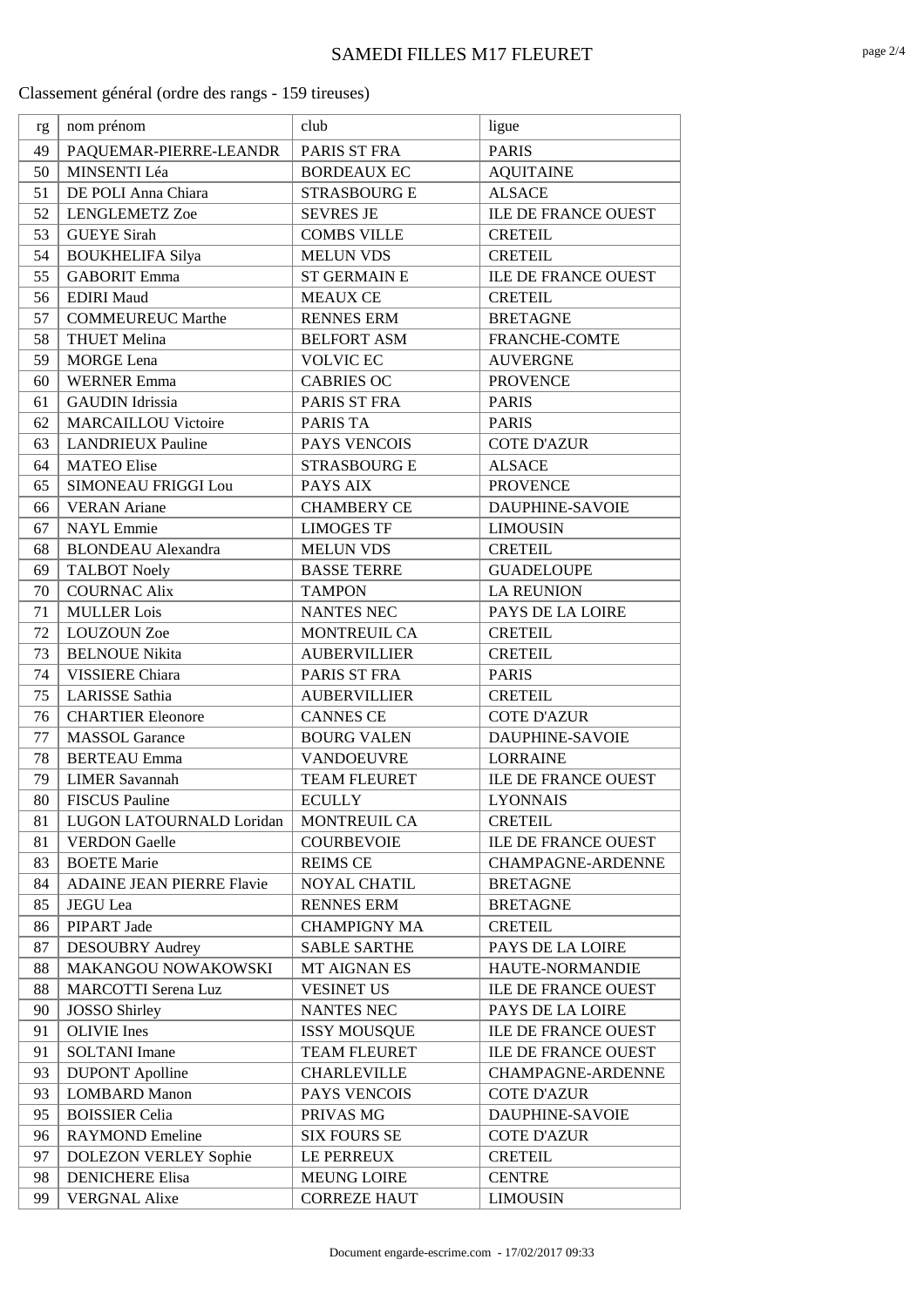# SAMEDI FILLES M17 FLEURET

Classement général (ordre des rangs - 159 tireuses)

| rg | nom prénom | club | ligue |
|---|---|---|---|
| 49 | PAQUEMAR-PIERRE-LEANDR | PARIS ST FRA | PARIS |
| 50 | MINSENTI Léa | BORDEAUX EC | AQUITAINE |
| 51 | DE POLI Anna Chiara | STRASBOURG E | ALSACE |
| 52 | LENGLEMETZ Zoe | SEVRES JE | ILE DE FRANCE OUEST |
| 53 | GUEYE Sirah | COMBS VILLE | CRETEIL |
| 54 | BOUKHELIFA Silya | MELUN VDS | CRETEIL |
| 55 | GABORIT Emma | ST GERMAIN E | ILE DE FRANCE OUEST |
| 56 | EDIRI Maud | MEAUX CE | CRETEIL |
| 57 | COMMEUREUC Marthe | RENNES ERM | BRETAGNE |
| 58 | THUET Melina | BELFORT ASM | FRANCHE-COMTE |
| 59 | MORGE Lena | VOLVIC EC | AUVERGNE |
| 60 | WERNER Emma | CABRIES OC | PROVENCE |
| 61 | GAUDIN Idrissia | PARIS ST FRA | PARIS |
| 62 | MARCAILLOU Victoire | PARIS TA | PARIS |
| 63 | LANDRIEUX Pauline | PAYS VENCOIS | COTE D'AZUR |
| 64 | MATEO Elise | STRASBOURG E | ALSACE |
| 65 | SIMONEAU FRIGGI Lou | PAYS AIX | PROVENCE |
| 66 | VERAN Ariane | CHAMBERY CE | DAUPHINE-SAVOIE |
| 67 | NAYL Emmie | LIMOGES TF | LIMOUSIN |
| 68 | BLONDEAU Alexandra | MELUN VDS | CRETEIL |
| 69 | TALBOT Noely | BASSE TERRE | GUADELOUPE |
| 70 | COURNAC Alix | TAMPON | LA REUNION |
| 71 | MULLER Lois | NANTES NEC | PAYS DE LA LOIRE |
| 72 | LOUZOUN Zoe | MONTREUIL CA | CRETEIL |
| 73 | BELNOUE Nikita | AUBERVILLIER | CRETEIL |
| 74 | VISSIERE Chiara | PARIS ST FRA | PARIS |
| 75 | LARISSE Sathia | AUBERVILLIER | CRETEIL |
| 76 | CHARTIER Eleonore | CANNES CE | COTE D'AZUR |
| 77 | MASSOL Garance | BOURG VALEN | DAUPHINE-SAVOIE |
| 78 | BERTEAU Emma | VANDOEUVRE | LORRAINE |
| 79 | LIMER Savannah | TEAM FLEURET | ILE DE FRANCE OUEST |
| 80 | FISCUS Pauline | ECULLY | LYONNAIS |
| 81 | LUGON LATOURNALD Loridan | MONTREUIL CA | CRETEIL |
| 81 | VERDON Gaelle | COURBEVOIE | ILE DE FRANCE OUEST |
| 83 | BOETE Marie | REIMS CE | CHAMPAGNE-ARDENNE |
| 84 | ADAINE JEAN PIERRE Flavie | NOYAL CHATIL | BRETAGNE |
| 85 | JEGU Lea | RENNES ERM | BRETAGNE |
| 86 | PIPART Jade | CHAMPIGNY MA | CRETEIL |
| 87 | DESOUBRY Audrey | SABLE SARTHE | PAYS DE LA LOIRE |
| 88 | MAKANGOU NOWAKOWSKI | MT AIGNAN ES | HAUTE-NORMANDIE |
| 88 | MARCOTTI Serena Luz | VESINET US | ILE DE FRANCE OUEST |
| 90 | JOSSO Shirley | NANTES NEC | PAYS DE LA LOIRE |
| 91 | OLIVIE Ines | ISSY MOUSQUE | ILE DE FRANCE OUEST |
| 91 | SOLTANI Imane | TEAM FLEURET | ILE DE FRANCE OUEST |
| 93 | DUPONT Apolline | CHARLEVILLE | CHAMPAGNE-ARDENNE |
| 93 | LOMBARD Manon | PAYS VENCOIS | COTE D'AZUR |
| 95 | BOISSIER Celia | PRIVAS MG | DAUPHINE-SAVOIE |
| 96 | RAYMOND Emeline | SIX FOURS SE | COTE D'AZUR |
| 97 | DOLEZON VERLEY Sophie | LE PERREUX | CRETEIL |
| 98 | DENICHERE Elisa | MEUNG LOIRE | CENTRE |
| 99 | VERGNAL Alixe | CORREZE HAUT | LIMOUSIN |

Document engarde-escrime.com - 17/02/2017 09:33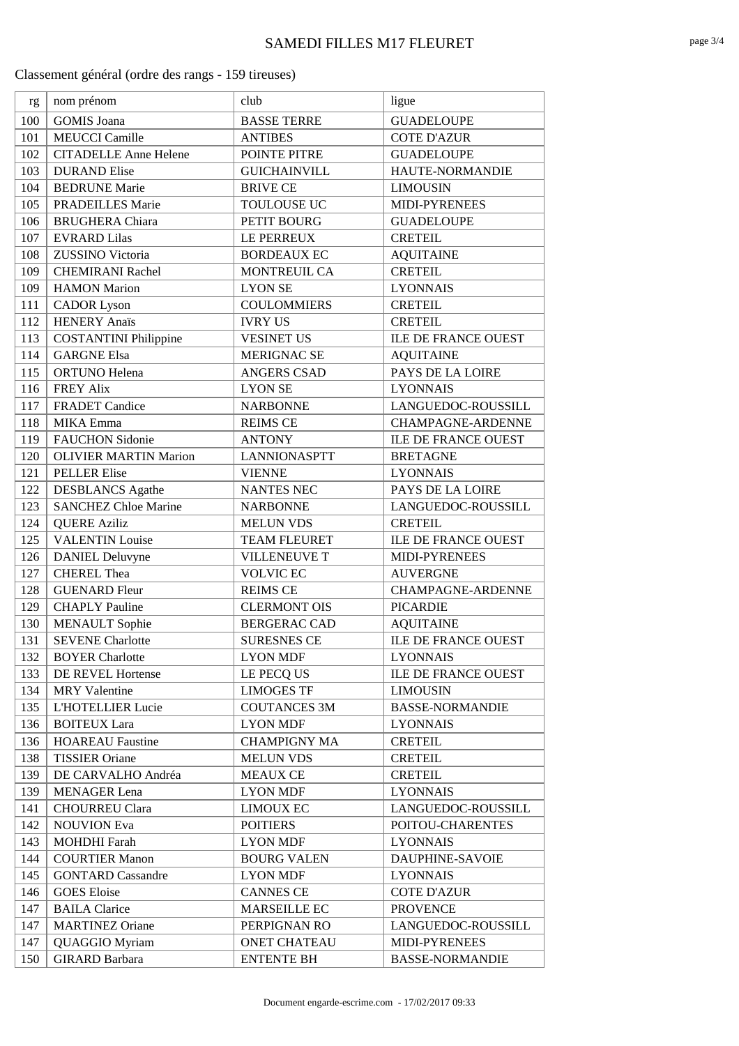# SAMEDI FILLES M17 FLEURET

Classement général (ordre des rangs - 159 tireuses)

| rg | nom prénom | club | ligue |
|---|---|---|---|
| 100 | GOMIS Joana | BASSE TERRE | GUADELOUPE |
| 101 | MEUCCI Camille | ANTIBES | COTE D'AZUR |
| 102 | CITADELLE Anne Helene | POINTE PITRE | GUADELOUPE |
| 103 | DURAND Elise | GUICHAINVILL | HAUTE-NORMANDIE |
| 104 | BEDRUNE Marie | BRIVE CE | LIMOUSIN |
| 105 | PRADEILLES Marie | TOULOUSE UC | MIDI-PYRENEES |
| 106 | BRUGHERA Chiara | PETIT BOURG | GUADELOUPE |
| 107 | EVRARD Lilas | LE PERREUX | CRETEIL |
| 108 | ZUSSINO Victoria | BORDEAUX EC | AQUITAINE |
| 109 | CHEMIRANI Rachel | MONTREUIL CA | CRETEIL |
| 109 | HAMON Marion | LYON SE | LYONNAIS |
| 111 | CADOR Lyson | COULOMMIERS | CRETEIL |
| 112 | HENERY Anaïs | IVRY US | CRETEIL |
| 113 | COSTANTINI Philippine | VESINET US | ILE DE FRANCE OUEST |
| 114 | GARGNE Elsa | MERIGNAC SE | AQUITAINE |
| 115 | ORTUNO Helena | ANGERS CSAD | PAYS DE LA LOIRE |
| 116 | FREY Alix | LYON SE | LYONNAIS |
| 117 | FRADET Candice | NARBONNE | LANGUEDOC-ROUSSILL |
| 118 | MIKA Emma | REIMS CE | CHAMPAGNE-ARDENNE |
| 119 | FAUCHON Sidonie | ANTONY | ILE DE FRANCE OUEST |
| 120 | OLIVIER MARTIN Marion | LANNIONASPTT | BRETAGNE |
| 121 | PELLER Elise | VIENNE | LYONNAIS |
| 122 | DESBLANCS Agathe | NANTES NEC | PAYS DE LA LOIRE |
| 123 | SANCHEZ Chloe Marine | NARBONNE | LANGUEDOC-ROUSSILL |
| 124 | QUERE Aziliz | MELUN VDS | CRETEIL |
| 125 | VALENTIN Louise | TEAM FLEURET | ILE DE FRANCE OUEST |
| 126 | DANIEL Deluvyne | VILLENEUVE T | MIDI-PYRENEES |
| 127 | CHEREL Thea | VOLVIC EC | AUVERGNE |
| 128 | GUENARD Fleur | REIMS CE | CHAMPAGNE-ARDENNE |
| 129 | CHAPLY Pauline | CLERMONT OIS | PICARDIE |
| 130 | MENAULT Sophie | BERGERAC CAD | AQUITAINE |
| 131 | SEVENE Charlotte | SURESNES CE | ILE DE FRANCE OUEST |
| 132 | BOYER Charlotte | LYON MDF | LYONNAIS |
| 133 | DE REVEL Hortense | LE PECQ US | ILE DE FRANCE OUEST |
| 134 | MRY Valentine | LIMOGES TF | LIMOUSIN |
| 135 | L'HOTELLIER Lucie | COUTANCES 3M | BASSE-NORMANDIE |
| 136 | BOITEUX Lara | LYON MDF | LYONNAIS |
| 136 | HOAREAU Faustine | CHAMPIGNY MA | CRETEIL |
| 138 | TISSIER Oriane | MELUN VDS | CRETEIL |
| 139 | DE CARVALHO Andréa | MEAUX CE | CRETEIL |
| 139 | MENAGER Lena | LYON MDF | LYONNAIS |
| 141 | CHOURREU Clara | LIMOUX EC | LANGUEDOC-ROUSSILL |
| 142 | NOUVION Eva | POITIERS | POITOU-CHARENTES |
| 143 | MOHDHI Farah | LYON MDF | LYONNAIS |
| 144 | COURTIER Manon | BOURG VALEN | DAUPHINE-SAVOIE |
| 145 | GONTARD Cassandre | LYON MDF | LYONNAIS |
| 146 | GOES Eloise | CANNES CE | COTE D'AZUR |
| 147 | BAILA Clarice | MARSEILLE EC | PROVENCE |
| 147 | MARTINEZ Oriane | PERPIGNAN RO | LANGUEDOC-ROUSSILL |
| 147 | QUAGGIO Myriam | ONET CHATEAU | MIDI-PYRENEES |
| 150 | GIRARD Barbara | ENTENTE BH | BASSE-NORMANDIE |

Document engarde-escrime.com - 17/02/2017 09:33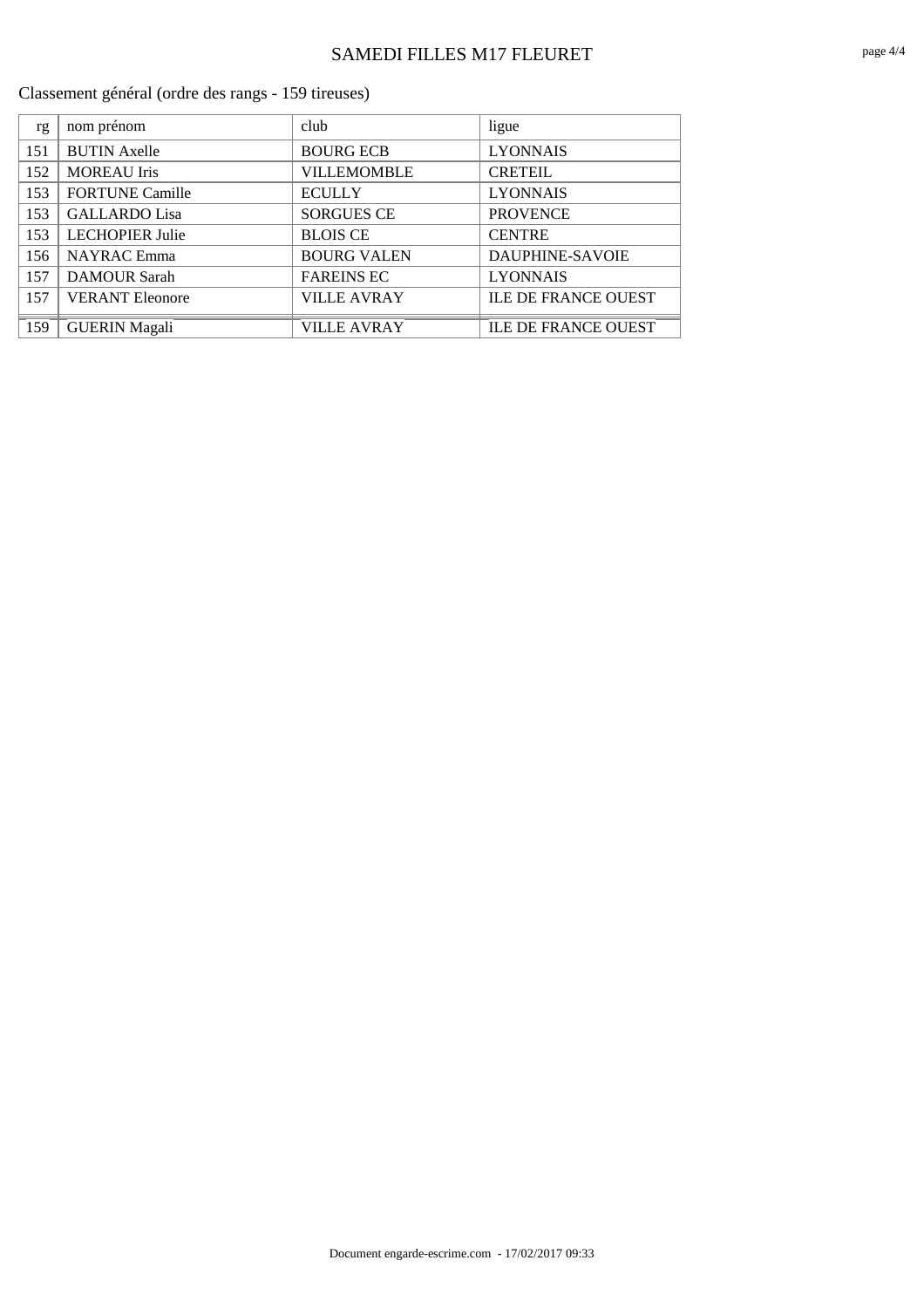# SAMEDI FILLES M17 FLEURET

Classement général (ordre des rangs - 159 tireuses)

| rg | nom prénom | club | ligue |
|---|---|---|---|
| 151 | BUTIN Axelle | BOURG ECB | LYONNAIS |
| 152 | MOREAU Iris | VILLEMOMBLE | CRETEIL |
| 153 | FORTUNE Camille | ECULLY | LYONNAIS |
| 153 | GALLARDO Lisa | SORGUES CE | PROVENCE |
| 153 | LECHOPIER Julie | BLOIS CE | CENTRE |
| 156 | NAYRAC Emma | BOURG VALEN | DAUPHINE-SAVOIE |
| 157 | DAMOUR Sarah | FAREINS EC | LYONNAIS |
| 157 | VERANT Eleonore | VILLE AVRAY | ILE DE FRANCE OUEST |
| 159 | GUERIN Magali | VILLE AVRAY | ILE DE FRANCE OUEST |

Document engarde-escrime.com - 17/02/2017 09:33